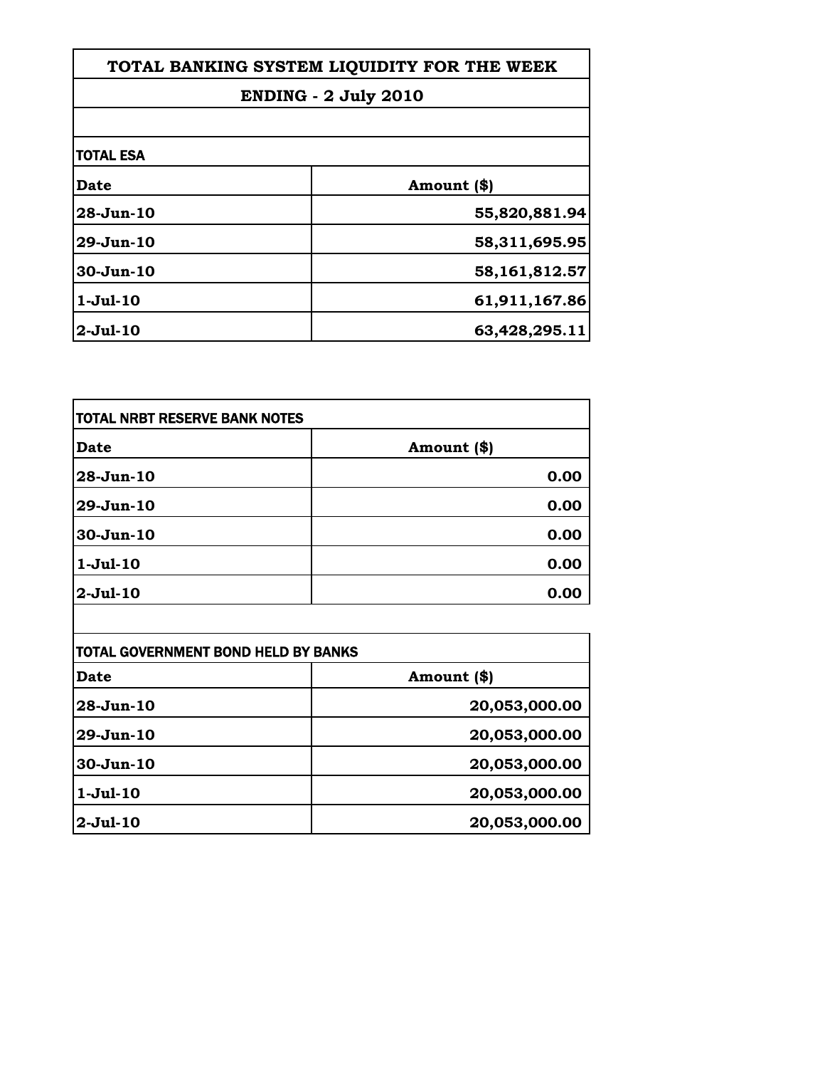# TOTAL BANKING SYSTEM LIQUIDITY FOR THE WEEK

## ENDING - 2 July 2010

### TOTAL ESA

| Date | Amount ($) |
|---|---|
| 28-Jun-10 | 55,820,881.94 |
| 29-Jun-10 | 58,311,695.95 |
| 30-Jun-10 | 58,161,812.57 |
| 1-Jul-10 | 61,911,167.86 |
| 2-Jul-10 | 63,428,295.11 |

### TOTAL NRBT RESERVE BANK NOTES

| Date | Amount ($) |
|---|---|
| 28-Jun-10 | 0.00 |
| 29-Jun-10 | 0.00 |
| 30-Jun-10 | 0.00 |
| 1-Jul-10 | 0.00 |
| 2-Jul-10 | 0.00 |

### TOTAL GOVERNMENT BOND HELD BY BANKS

| Date | Amount ($) |
|---|---|
| 28-Jun-10 | 20,053,000.00 |
| 29-Jun-10 | 20,053,000.00 |
| 30-Jun-10 | 20,053,000.00 |
| 1-Jul-10 | 20,053,000.00 |
| 2-Jul-10 | 20,053,000.00 |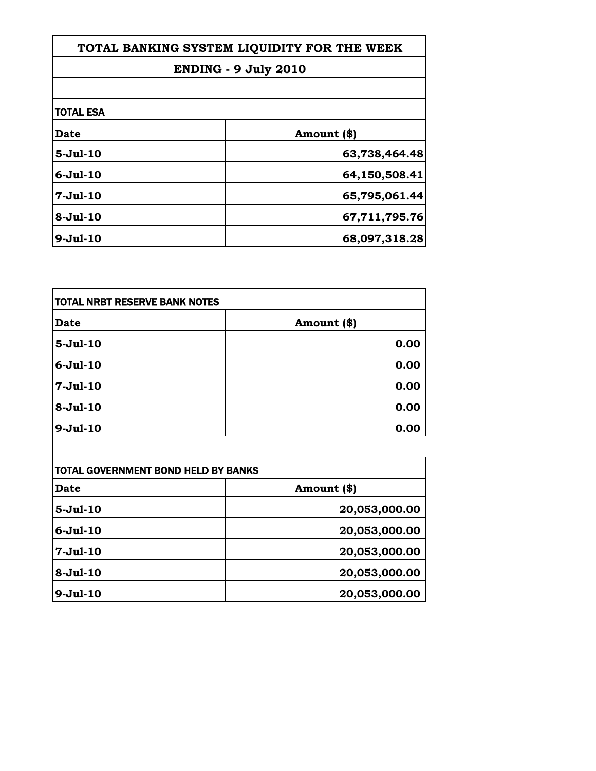# TOTAL BANKING SYSTEM LIQUIDITY FOR THE WEEK

## ENDING - 9 July 2010

**TOTAL ESA**

| Date | Amount ($) |
| --- | --- |
| 5-Jul-10 | 63,738,464.48 |
| 6-Jul-10 | 64,150,508.41 |
| 7-Jul-10 | 65,795,061.44 |
| 8-Jul-10 | 67,711,795.76 |
| 9-Jul-10 | 68,097,318.28 |

**TOTAL NRBT RESERVE BANK NOTES**

| Date | Amount ($) |
| --- | --- |
| 5-Jul-10 | 0.00 |
| 6-Jul-10 | 0.00 |
| 7-Jul-10 | 0.00 |
| 8-Jul-10 | 0.00 |
| 9-Jul-10 | 0.00 |

**TOTAL GOVERNMENT BOND HELD BY BANKS**

| Date | Amount ($) |
| --- | --- |
| 5-Jul-10 | 20,053,000.00 |
| 6-Jul-10 | 20,053,000.00 |
| 7-Jul-10 | 20,053,000.00 |
| 8-Jul-10 | 20,053,000.00 |
| 9-Jul-10 | 20,053,000.00 |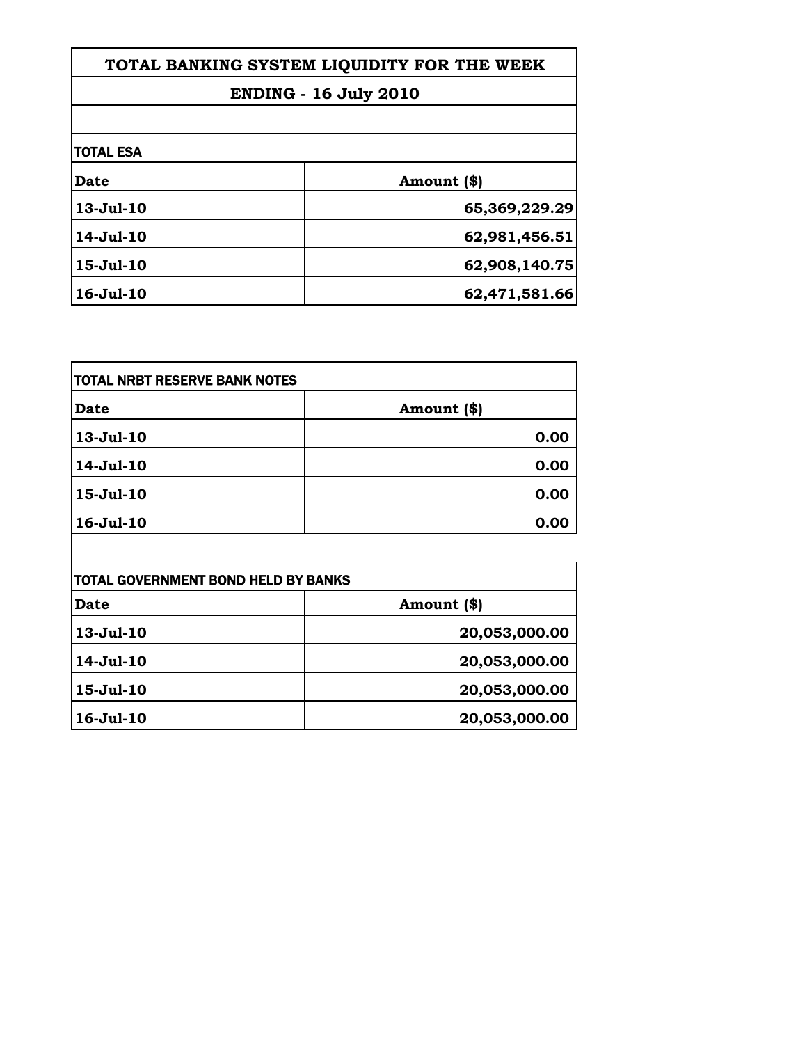# TOTAL BANKING SYSTEM LIQUIDITY FOR THE WEEK

## ENDING - 16 July 2010

### TOTAL ESA

| Date | Amount ($) |
|---|---|
| 13-Jul-10 | 65,369,229.29 |
| 14-Jul-10 | 62,981,456.51 |
| 15-Jul-10 | 62,908,140.75 |
| 16-Jul-10 | 62,471,581.66 |

### TOTAL NRBT RESERVE BANK NOTES

| Date | Amount ($) |
|---|---|
| 13-Jul-10 | 0.00 |
| 14-Jul-10 | 0.00 |
| 15-Jul-10 | 0.00 |
| 16-Jul-10 | 0.00 |

### TOTAL GOVERNMENT BOND HELD BY BANKS

| Date | Amount ($) |
|---|---|
| 13-Jul-10 | 20,053,000.00 |
| 14-Jul-10 | 20,053,000.00 |
| 15-Jul-10 | 20,053,000.00 |
| 16-Jul-10 | 20,053,000.00 |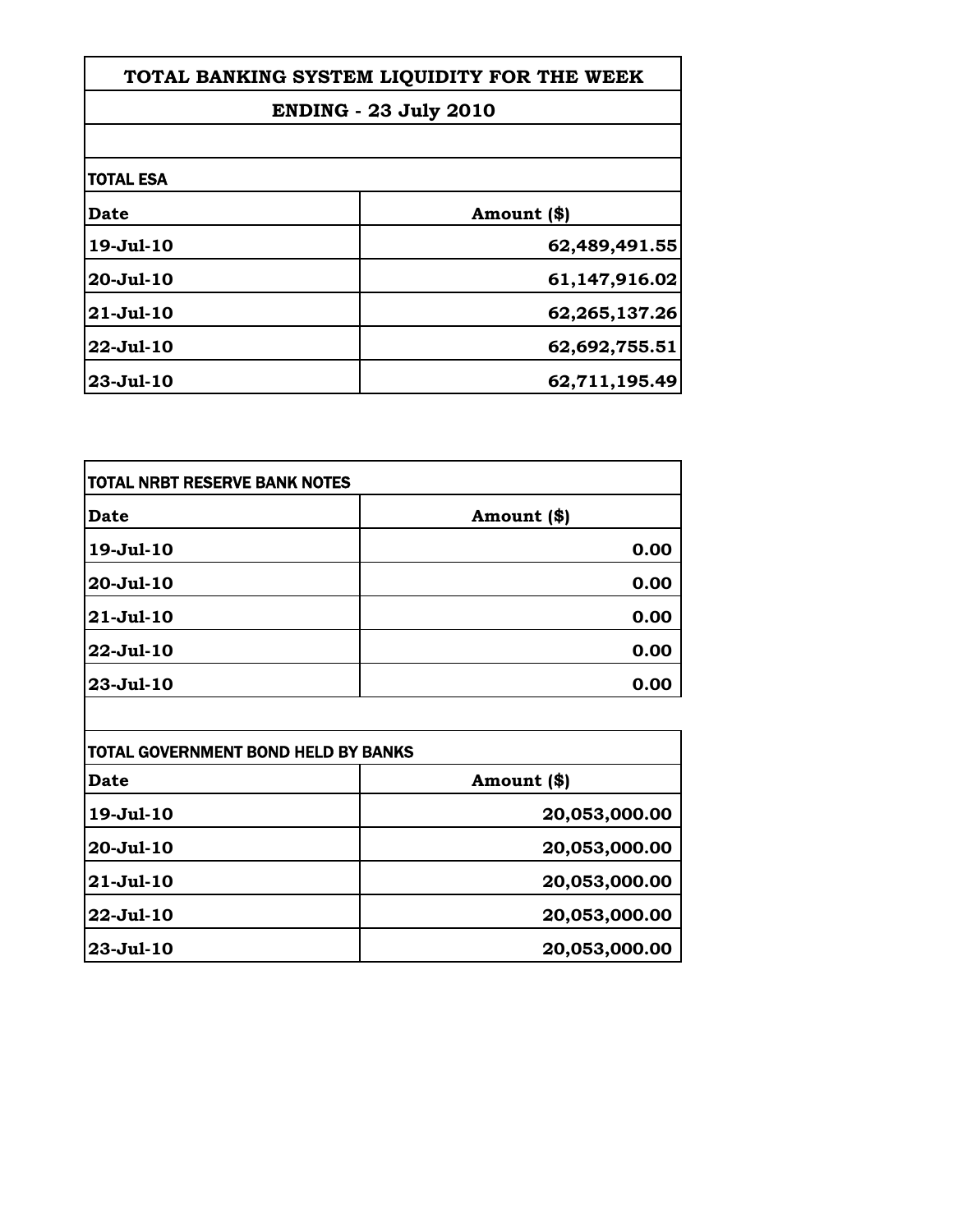# TOTAL BANKING SYSTEM LIQUIDITY FOR THE WEEK

## ENDING - 23 July 2010

**TOTAL ESA**

| Date | Amount ($) |
|---|---|
| 19-Jul-10 | 62,489,491.55 |
| 20-Jul-10 | 61,147,916.02 |
| 21-Jul-10 | 62,265,137.26 |
| 22-Jul-10 | 62,692,755.51 |
| 23-Jul-10 | 62,711,195.49 |

**TOTAL NRBT RESERVE BANK NOTES**

| Date | Amount ($) |
|---|---|
| 19-Jul-10 | 0.00 |
| 20-Jul-10 | 0.00 |
| 21-Jul-10 | 0.00 |
| 22-Jul-10 | 0.00 |
| 23-Jul-10 | 0.00 |

**TOTAL GOVERNMENT BOND HELD BY BANKS**

| Date | Amount ($) |
|---|---|
| 19-Jul-10 | 20,053,000.00 |
| 20-Jul-10 | 20,053,000.00 |
| 21-Jul-10 | 20,053,000.00 |
| 22-Jul-10 | 20,053,000.00 |
| 23-Jul-10 | 20,053,000.00 |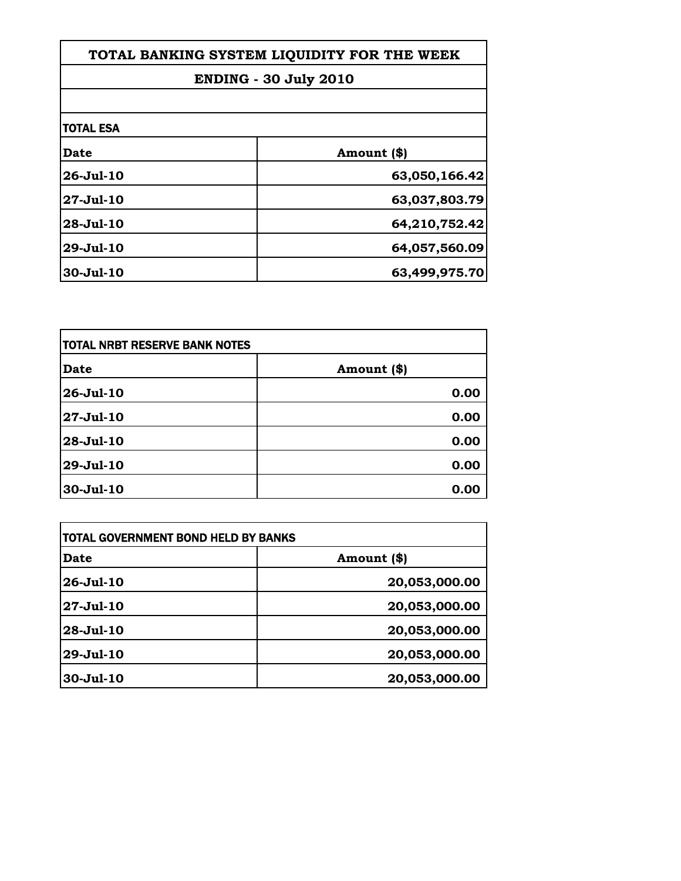# TOTAL BANKING SYSTEM LIQUIDITY FOR THE WEEK

## ENDING - 30 July 2010

**TOTAL ESA**

| Date | Amount ($) |
| --- | --- |
| 26-Jul-10 | 63,050,166.42 |
| 27-Jul-10 | 63,037,803.79 |
| 28-Jul-10 | 64,210,752.42 |
| 29-Jul-10 | 64,057,560.09 |
| 30-Jul-10 | 63,499,975.70 |

**TOTAL NRBT RESERVE BANK NOTES**

| Date | Amount ($) |
| --- | --- |
| 26-Jul-10 | 0.00 |
| 27-Jul-10 | 0.00 |
| 28-Jul-10 | 0.00 |
| 29-Jul-10 | 0.00 |
| 30-Jul-10 | 0.00 |

**TOTAL GOVERNMENT BOND HELD BY BANKS**

| Date | Amount ($) |
| --- | --- |
| 26-Jul-10 | 20,053,000.00 |
| 27-Jul-10 | 20,053,000.00 |
| 28-Jul-10 | 20,053,000.00 |
| 29-Jul-10 | 20,053,000.00 |
| 30-Jul-10 | 20,053,000.00 |